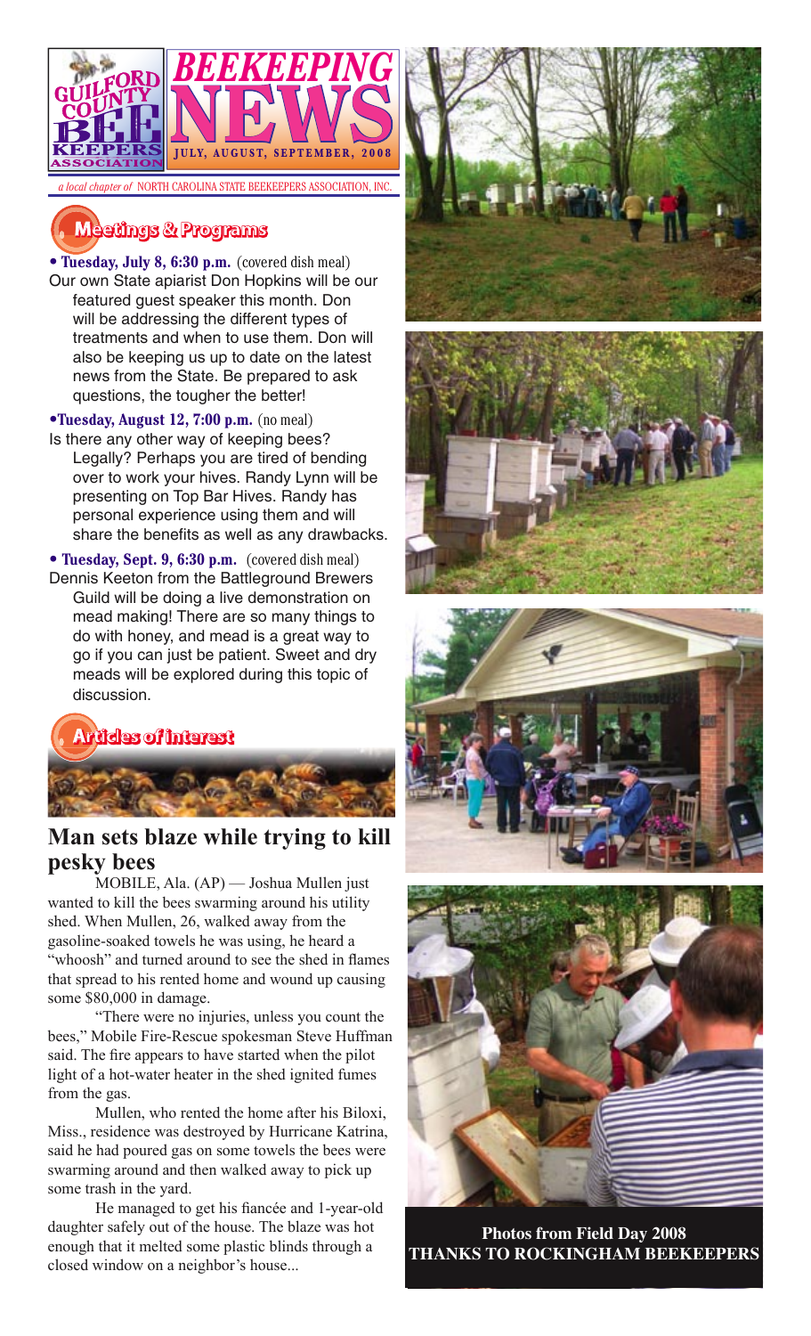# GUILFORD COUNTY BEE KEEPERS ASSOCIATION

# BEEKEEPING NEWS

**JULY, AUGUST, SEPTEMBER, 2008**

*a local chapter of* NORTH CAROLINA STATE BEEKEEPERS ASSOCIATION, INC.

## Meetings & Programs

**• Tuesday, July 8, 6:30 p.m.** (covered dish meal)
Our own State apiarist Don Hopkins will be our featured guest speaker this month. Don will be addressing the different types of treatments and when to use them. Don will also be keeping us up to date on the latest news from the State. Be prepared to ask questions, the tougher the better!

**•Tuesday, August 12, 7:00 p.m.** (no meal)
Is there any other way of keeping bees? Legally? Perhaps you are tired of bending over to work your hives. Randy Lynn will be presenting on Top Bar Hives. Randy has personal experience using them and will share the benefits as well as any drawbacks.

**• Tuesday, Sept. 9, 6:30 p.m.** (covered dish meal)
Dennis Keeton from the Battleground Brewers Guild will be doing a live demonstration on mead making! There are so many things to do with honey, and mead is a great way to go if you can just be patient. Sweet and dry meads will be explored during this topic of discussion.

## Articles of Interest

### Man sets blaze while trying to kill pesky bees

MOBILE, Ala. (AP) — Joshua Mullen just wanted to kill the bees swarming around his utility shed. When Mullen, 26, walked away from the gasoline-soaked towels he was using, he heard a "whoosh" and turned around to see the shed in flames that spread to his rented home and wound up causing some $80,000 in damage.

"There were no injuries, unless you count the bees," Mobile Fire-Rescue spokesman Steve Huffman said. The fire appears to have started when the pilot light of a hot-water heater in the shed ignited fumes from the gas.

Mullen, who rented the home after his Biloxi, Miss., residence was destroyed by Hurricane Katrina, said he had poured gas on some towels the bees were swarming around and then walked away to pick up some trash in the yard.

He managed to get his fiancée and 1-year-old daughter safely out of the house. The blaze was hot enough that it melted some plastic blinds through a closed window on a neighbor's house...

**Photos from Field Day 2008**
**THANKS TO ROCKINGHAM BEEKEEPERS**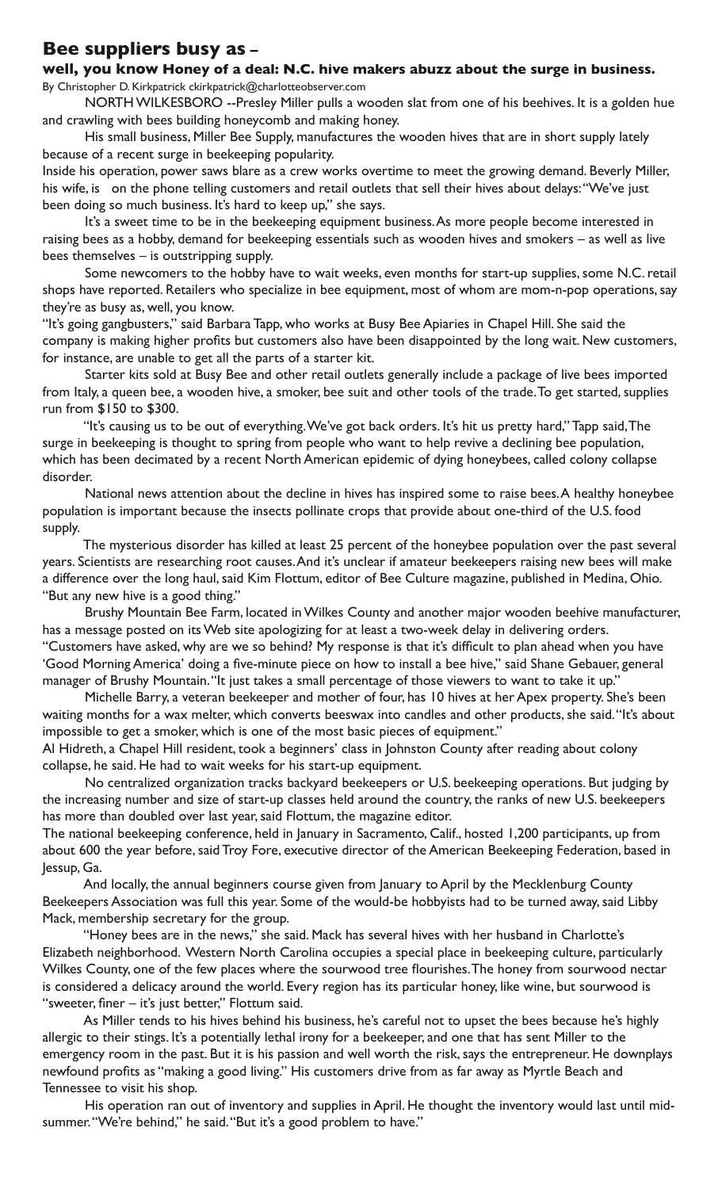## Bee suppliers busy as –

### well, you know Honey of a deal: N.C. hive makers abuzz about the surge in business.

By Christopher D. Kirkpatrick ckirkpatrick@charlotteobserver.com

NORTH WILKESBORO --Presley Miller pulls a wooden slat from one of his beehives. It is a golden hue and crawling with bees building honeycomb and making honey.

His small business, Miller Bee Supply, manufactures the wooden hives that are in short supply lately because of a recent surge in beekeeping popularity.

Inside his operation, power saws blare as a crew works overtime to meet the growing demand. Beverly Miller, his wife, is on the phone telling customers and retail outlets that sell their hives about delays: "We've just been doing so much business. It's hard to keep up," she says.

It's a sweet time to be in the beekeeping equipment business. As more people become interested in raising bees as a hobby, demand for beekeeping essentials such as wooden hives and smokers – as well as live bees themselves – is outstripping supply.

Some newcomers to the hobby have to wait weeks, even months for start-up supplies, some N.C. retail shops have reported. Retailers who specialize in bee equipment, most of whom are mom-n-pop operations, say they're as busy as, well, you know.

"It's going gangbusters," said Barbara Tapp, who works at Busy Bee Apiaries in Chapel Hill. She said the company is making higher profits but customers also have been disappointed by the long wait. New customers, for instance, are unable to get all the parts of a starter kit.

Starter kits sold at Busy Bee and other retail outlets generally include a package of live bees imported from Italy, a queen bee, a wooden hive, a smoker, bee suit and other tools of the trade. To get started, supplies run from $150 to $300.

"It's causing us to be out of everything. We've got back orders. It's hit us pretty hard," Tapp said, The surge in beekeeping is thought to spring from people who want to help revive a declining bee population, which has been decimated by a recent North American epidemic of dying honeybees, called colony collapse disorder.

National news attention about the decline in hives has inspired some to raise bees. A healthy honeybee population is important because the insects pollinate crops that provide about one-third of the U.S. food supply.

The mysterious disorder has killed at least 25 percent of the honeybee population over the past several years. Scientists are researching root causes. And it's unclear if amateur beekeepers raising new bees will make a difference over the long haul, said Kim Flottum, editor of Bee Culture magazine, published in Medina, Ohio. "But any new hive is a good thing."

Brushy Mountain Bee Farm, located in Wilkes County and another major wooden beehive manufacturer, has a message posted on its Web site apologizing for at least a two-week delay in delivering orders. "Customers have asked, why are we so behind? My response is that it's difficult to plan ahead when you have 'Good Morning America' doing a five-minute piece on how to install a bee hive," said Shane Gebauer, general manager of Brushy Mountain. "It just takes a small percentage of those viewers to want to take it up."

Michelle Barry, a veteran beekeeper and mother of four, has 10 hives at her Apex property. She's been waiting months for a wax melter, which converts beeswax into candles and other products, she said. "It's about impossible to get a smoker, which is one of the most basic pieces of equipment."

Al Hidreth, a Chapel Hill resident, took a beginners' class in Johnston County after reading about colony collapse, he said. He had to wait weeks for his start-up equipment.

No centralized organization tracks backyard beekeepers or U.S. beekeeping operations. But judging by the increasing number and size of start-up classes held around the country, the ranks of new U.S. beekeepers has more than doubled over last year, said Flottum, the magazine editor.

The national beekeeping conference, held in January in Sacramento, Calif., hosted 1,200 participants, up from about 600 the year before, said Troy Fore, executive director of the American Beekeeping Federation, based in Jessup, Ga.

And locally, the annual beginners course given from January to April by the Mecklenburg County Beekeepers Association was full this year. Some of the would-be hobbyists had to be turned away, said Libby Mack, membership secretary for the group.

"Honey bees are in the news," she said. Mack has several hives with her husband in Charlotte's Elizabeth neighborhood. Western North Carolina occupies a special place in beekeeping culture, particularly Wilkes County, one of the few places where the sourwood tree flourishes. The honey from sourwood nectar is considered a delicacy around the world. Every region has its particular honey, like wine, but sourwood is "sweeter, finer – it's just better," Flottum said.

As Miller tends to his hives behind his business, he's careful not to upset the bees because he's highly allergic to their stings. It's a potentially lethal irony for a beekeeper, and one that has sent Miller to the emergency room in the past. But it is his passion and well worth the risk, says the entrepreneur. He downplays newfound profits as "making a good living." His customers drive from as far away as Myrtle Beach and Tennessee to visit his shop.

His operation ran out of inventory and supplies in April. He thought the inventory would last until mid-summer. "We're behind," he said. "But it's a good problem to have."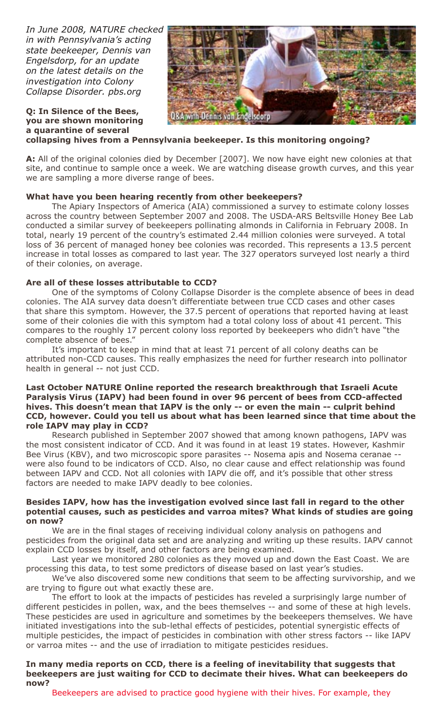*In June 2008, NATURE checked in with Pennsylvania's acting state beekeeper, Dennis van Engelsdorp, for an update on the latest details on the investigation into Colony Collapse Disorder. pbs.org*

**Q: In Silence of the Bees, you are shown monitoring a quarantine of several collapsing hives from a Pennsylvania beekeeper. Is this monitoring ongoing?**

**A:** All of the original colonies died by December [2007]. We now have eight new colonies at that site, and continue to sample once a week. We are watching disease growth curves, and this year we are sampling a more diverse range of bees.

**What have you been hearing recently from other beekeepers?**

The Apiary Inspectors of America (AIA) commissioned a survey to estimate colony losses across the country between September 2007 and 2008. The USDA-ARS Beltsville Honey Bee Lab conducted a similar survey of beekeepers pollinating almonds in California in February 2008. In total, nearly 19 percent of the country's estimated 2.44 million colonies were surveyed. A total loss of 36 percent of managed honey bee colonies was recorded. This represents a 13.5 percent increase in total losses as compared to last year. The 327 operators surveyed lost nearly a third of their colonies, on average.

**Are all of these losses attributable to CCD?**

One of the symptoms of Colony Collapse Disorder is the complete absence of bees in dead colonies. The AIA survey data doesn't differentiate between true CCD cases and other cases that share this symptom. However, the 37.5 percent of operations that reported having at least some of their colonies die with this symptom had a total colony loss of about 41 percent. This compares to the roughly 17 percent colony loss reported by beekeepers who didn't have "the complete absence of bees."

It's important to keep in mind that at least 71 percent of all colony deaths can be attributed non-CCD causes. This really emphasizes the need for further research into pollinator health in general -- not just CCD.

**Last October NATURE Online reported the research breakthrough that Israeli Acute Paralysis Virus (IAPV) had been found in over 96 percent of bees from CCD-affected hives. This doesn't mean that IAPV is the only -- or even the main -- culprit behind CCD, however. Could you tell us about what has been learned since that time about the role IAPV may play in CCD?**

Research published in September 2007 showed that among known pathogens, IAPV was the most consistent indicator of CCD. And it was found in at least 19 states. However, Kashmir Bee Virus (KBV), and two microscopic spore parasites -- Nosema apis and Nosema ceranae -- were also found to be indicators of CCD. Also, no clear cause and effect relationship was found between IAPV and CCD. Not all colonies with IAPV die off, and it's possible that other stress factors are needed to make IAPV deadly to bee colonies.

**Besides IAPV, how has the investigation evolved since last fall in regard to the other potential causes, such as pesticides and varroa mites? What kinds of studies are going on now?**

We are in the final stages of receiving individual colony analysis on pathogens and pesticides from the original data set and are analyzing and writing up these results. IAPV cannot explain CCD losses by itself, and other factors are being examined.

Last year we monitored 280 colonies as they moved up and down the East Coast. We are processing this data, to test some predictors of disease based on last year's studies.

We've also discovered some new conditions that seem to be affecting survivorship, and we are trying to figure out what exactly these are.

The effort to look at the impacts of pesticides has reveled a surprisingly large number of different pesticides in pollen, wax, and the bees themselves -- and some of these at high levels. These pesticides are used in agriculture and sometimes by the beekeepers themselves. We have initiated investigations into the sub-lethal effects of pesticides, potential synergistic effects of multiple pesticides, the impact of pesticides in combination with other stress factors -- like IAPV or varroa mites -- and the use of irradiation to mitigate pesticides residues.

**In many media reports on CCD, there is a feeling of inevitability that suggests that beekeepers are just waiting for CCD to decimate their hives. What can beekeepers do now?**

Beekeepers are advised to practice good hygiene with their hives. For example, they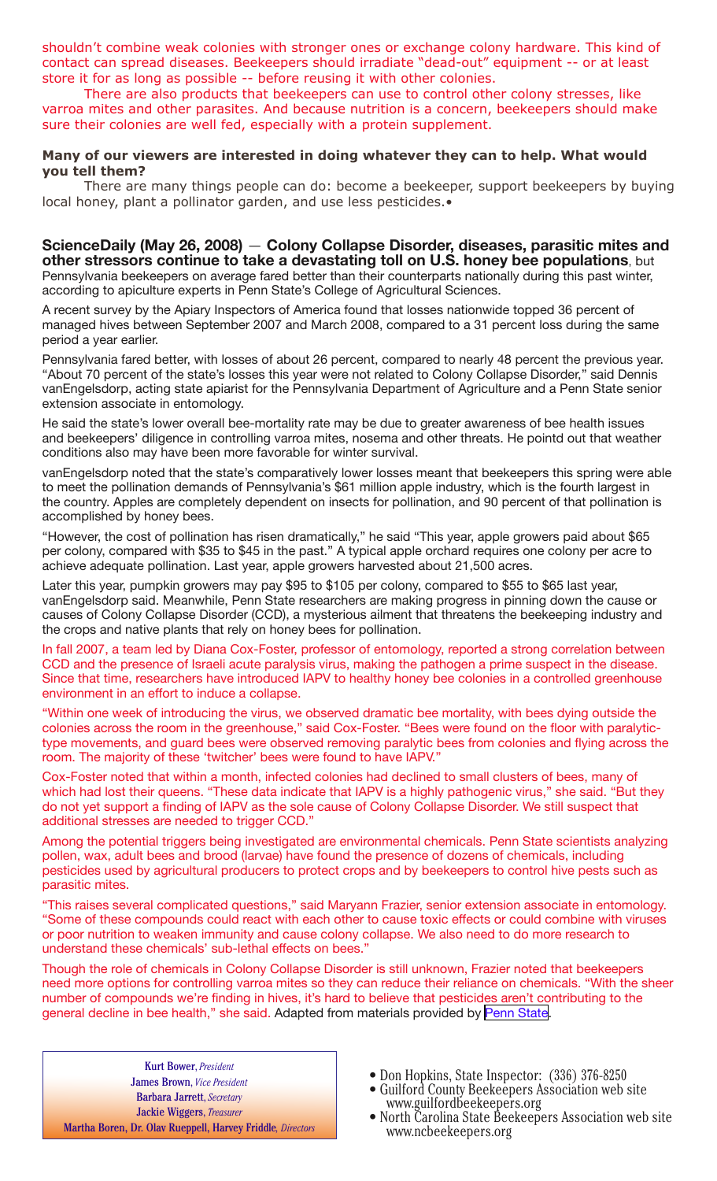shouldn't combine weak colonies with stronger ones or exchange colony hardware. This kind of contact can spread diseases. Beekeepers should irradiate "dead-out" equipment -- or at least store it for as long as possible -- before reusing it with other colonies.

There are also products that beekeepers can use to control other colony stresses, like varroa mites and other parasites. And because nutrition is a concern, beekeepers should make sure their colonies are well fed, especially with a protein supplement.

**Many of our viewers are interested in doing whatever they can to help. What would you tell them?**

There are many things people can do: become a beekeeper, support beekeepers by buying local honey, plant a pollinator garden, and use less pesticides.•

**ScienceDaily (May 26, 2008) — Colony Collapse Disorder, diseases, parasitic mites and other stressors continue to take a devastating toll on U.S. honey bee populations**, but Pennsylvania beekeepers on average fared better than their counterparts nationally during this past winter, according to apiculture experts in Penn State's College of Agricultural Sciences.

A recent survey by the Apiary Inspectors of America found that losses nationwide topped 36 percent of managed hives between September 2007 and March 2008, compared to a 31 percent loss during the same period a year earlier.

Pennsylvania fared better, with losses of about 26 percent, compared to nearly 48 percent the previous year. "About 70 percent of the state's losses this year were not related to Colony Collapse Disorder," said Dennis vanEngelsdorp, acting state apiarist for the Pennsylvania Department of Agriculture and a Penn State senior extension associate in entomology.

He said the state's lower overall bee-mortality rate may be due to greater awareness of bee health issues and beekeepers' diligence in controlling varroa mites, nosema and other threats. He pointd out that weather conditions also may have been more favorable for winter survival.

vanEngelsdorp noted that the state's comparatively lower losses meant that beekeepers this spring were able to meet the pollination demands of Pennsylvania's $61 million apple industry, which is the fourth largest in the country. Apples are completely dependent on insects for pollination, and 90 percent of that pollination is accomplished by honey bees.

"However, the cost of pollination has risen dramatically," he said "This year, apple growers paid about $65 per colony, compared with $35 to $45 in the past." A typical apple orchard requires one colony per acre to achieve adequate pollination. Last year, apple growers harvested about 21,500 acres.

Later this year, pumpkin growers may pay $95 to $105 per colony, compared to $55 to $65 last year, vanEngelsdorp said. Meanwhile, Penn State researchers are making progress in pinning down the cause or causes of Colony Collapse Disorder (CCD), a mysterious ailment that threatens the beekeeping industry and the crops and native plants that rely on honey bees for pollination.

In fall 2007, a team led by Diana Cox-Foster, professor of entomology, reported a strong correlation between CCD and the presence of Israeli acute paralysis virus, making the pathogen a prime suspect in the disease. Since that time, researchers have introduced IAPV to healthy honey bee colonies in a controlled greenhouse environment in an effort to induce a collapse.

"Within one week of introducing the virus, we observed dramatic bee mortality, with bees dying outside the colonies across the room in the greenhouse," said Cox-Foster. "Bees were found on the floor with paralytic-type movements, and guard bees were observed removing paralytic bees from colonies and flying across the room. The majority of these 'twitcher' bees were found to have IAPV."

Cox-Foster noted that within a month, infected colonies had declined to small clusters of bees, many of which had lost their queens. "These data indicate that IAPV is a highly pathogenic virus," she said. "But they do not yet support a finding of IAPV as the sole cause of Colony Collapse Disorder. We still suspect that additional stresses are needed to trigger CCD."

Among the potential triggers being investigated are environmental chemicals. Penn State scientists analyzing pollen, wax, adult bees and brood (larvae) have found the presence of dozens of chemicals, including pesticides used by agricultural producers to protect crops and by beekeepers to control hive pests such as parasitic mites.

"This raises several complicated questions," said Maryann Frazier, senior extension associate in entomology. "Some of these compounds could react with each other to cause toxic effects or could combine with viruses or poor nutrition to weaken immunity and cause colony collapse. We also need to do more research to understand these chemicals' sub-lethal effects on bees."

Though the role of chemicals in Colony Collapse Disorder is still unknown, Frazier noted that beekeepers need more options for controlling varroa mites so they can reduce their reliance on chemicals. "With the sheer number of compounds we're finding in hives, it's hard to believe that pesticides aren't contributing to the general decline in bee health," she said. Adapted from materials provided by Penn State.

Kurt Bower, *President*
James Brown, *Vice President*
Barbara Jarrett, *Secretary*
Jackie Wiggers, *Treasurer*
Martha Boren, Dr. Olav Rueppell, Harvey Friddle, *Directors*

- Don Hopkins, State Inspector: (336) 376-8250
- Guilford County Beekeepers Association web site www.guilfordbeekeepers.org
- North Carolina State Beekeepers Association web site www.ncbeekeepers.org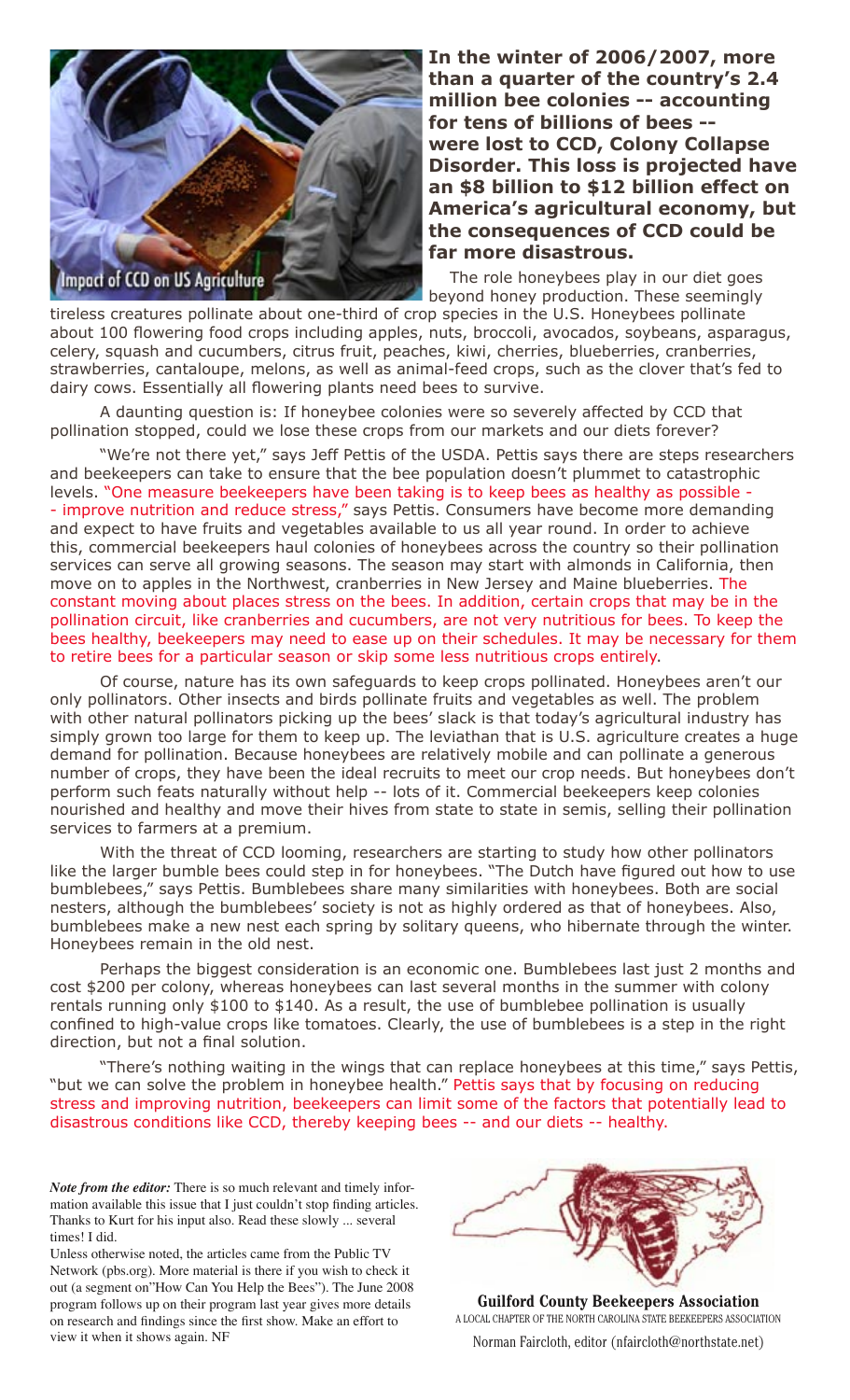**In the winter of 2006/2007, more than a quarter of the country's 2.4 million bee colonies -- accounting for tens of billions of bees -- were lost to CCD, Colony Collapse Disorder. This loss is projected have an $8 billion to $12 billion effect on America's agricultural economy, but the consequences of CCD could be far more disastrous.**

Impact of CCD on US Agriculture

The role honeybees play in our diet goes beyond honey production. These seemingly tireless creatures pollinate about one-third of crop species in the U.S. Honeybees pollinate about 100 flowering food crops including apples, nuts, broccoli, avocados, soybeans, asparagus, celery, squash and cucumbers, citrus fruit, peaches, kiwi, cherries, blueberries, cranberries, strawberries, cantaloupe, melons, as well as animal-feed crops, such as the clover that's fed to dairy cows. Essentially all flowering plants need bees to survive.

A daunting question is: If honeybee colonies were so severely affected by CCD that pollination stopped, could we lose these crops from our markets and our diets forever?

"We're not there yet," says Jeff Pettis of the USDA. Pettis says there are steps researchers and beekeepers can take to ensure that the bee population doesn't plummet to catastrophic levels. "One measure beekeepers have been taking is to keep bees as healthy as possible -- improve nutrition and reduce stress," says Pettis. Consumers have become more demanding and expect to have fruits and vegetables available to us all year round. In order to achieve this, commercial beekeepers haul colonies of honeybees across the country so their pollination services can serve all growing seasons. The season may start with almonds in California, then move on to apples in the Northwest, cranberries in New Jersey and Maine blueberries. The constant moving about places stress on the bees. In addition, certain crops that may be in the pollination circuit, like cranberries and cucumbers, are not very nutritious for bees. To keep the bees healthy, beekeepers may need to ease up on their schedules. It may be necessary for them to retire bees for a particular season or skip some less nutritious crops entirely.

Of course, nature has its own safeguards to keep crops pollinated. Honeybees aren't our only pollinators. Other insects and birds pollinate fruits and vegetables as well. The problem with other natural pollinators picking up the bees' slack is that today's agricultural industry has simply grown too large for them to keep up. The leviathan that is U.S. agriculture creates a huge demand for pollination. Because honeybees are relatively mobile and can pollinate a generous number of crops, they have been the ideal recruits to meet our crop needs. But honeybees don't perform such feats naturally without help -- lots of it. Commercial beekeepers keep colonies nourished and healthy and move their hives from state to state in semis, selling their pollination services to farmers at a premium.

With the threat of CCD looming, researchers are starting to study how other pollinators like the larger bumble bees could step in for honeybees. "The Dutch have figured out how to use bumblebees," says Pettis. Bumblebees share many similarities with honeybees. Both are social nesters, although the bumblebees' society is not as highly ordered as that of honeybees. Also, bumblebees make a new nest each spring by solitary queens, who hibernate through the winter. Honeybees remain in the old nest.

Perhaps the biggest consideration is an economic one. Bumblebees last just 2 months and cost $200 per colony, whereas honeybees can last several months in the summer with colony rentals running only $100 to $140. As a result, the use of bumblebee pollination is usually confined to high-value crops like tomatoes. Clearly, the use of bumblebees is a step in the right direction, but not a final solution.

"There's nothing waiting in the wings that can replace honeybees at this time," says Pettis, "but we can solve the problem in honeybee health." Pettis says that by focusing on reducing stress and improving nutrition, beekeepers can limit some of the factors that potentially lead to disastrous conditions like CCD, thereby keeping bees -- and our diets -- healthy.

***Note from the editor:*** There is so much relevant and timely information available this issue that I just couldn't stop finding articles. Thanks to Kurt for his input also. Read these slowly ... several times! I did.

Unless otherwise noted, the articles came from the Public TV Network (pbs.org). More material is there if you wish to check it out (a segment on"How Can You Help the Bees"). The June 2008 program follows up on their program last year gives more details on research and findings since the first show. Make an effort to view it when it shows again. NF

**Guilford County Beekeepers Association**
A LOCAL CHAPTER OF THE NORTH CAROLINA STATE BEEKEEPERS ASSOCIATION
Norman Faircloth, editor (nfaircloth@northstate.net)